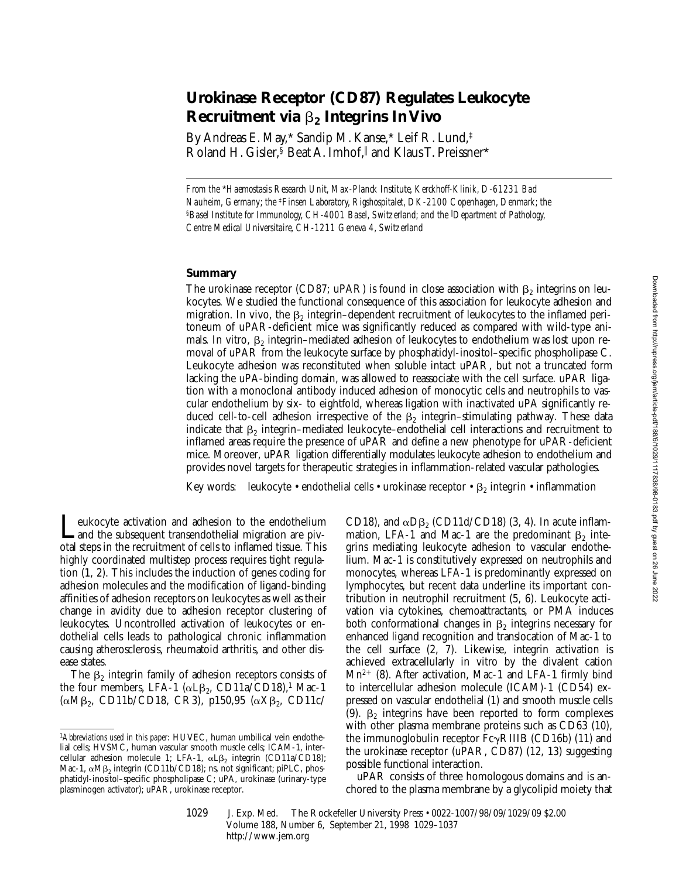# Urokinase Receptor (CD87) Regulates Leukocyte Recruitment via $\beta_2$ Integrins In Vivo

By Andreas E. May,* Sandip M. Kanse,* Leif R. Lund,‡ Roland H. Gisler,§ Beat A. Imhof,∥ and Klaus T. Preissner*

*From the \*Haemostasis Research Unit, Max-Planck Institute, Kerckhoff-Klinik, D-61231 Bad Nauheim, Germany; the ‡Finsen Laboratory, Rigshospitalet, DK-2100 Copenhagen, Denmark; the §Basel Institute for Immunology, CH-4001 Basel, Switzerland; and the ∥Department of Pathology, Centre Medical Universitaire, CH-1211 Geneva 4, Switzerland*

## Summary

The urokinase receptor (CD87; uPAR) is found in close association with $\beta_2$ integrins on leukocytes. We studied the functional consequence of this association for leukocyte adhesion and migration. In vivo, the $\beta_2$ integrin–dependent recruitment of leukocytes to the inflamed peritoneum of uPAR-deficient mice was significantly reduced as compared with wild-type animals. In vitro, $\beta_2$ integrin–mediated adhesion of leukocytes to endothelium was lost upon removal of uPAR from the leukocyte surface by phosphatidyl-inositol–specific phospholipase C. Leukocyte adhesion was reconstituted when soluble intact uPAR, but not a truncated form lacking the uPA-binding domain, was allowed to reassociate with the cell surface. uPAR ligation with a monoclonal antibody induced adhesion of monocytic cells and neutrophils to vascular endothelium by six- to eightfold, whereas ligation with inactivated uPA significantly reduced cell-to-cell adhesion irrespective of the $\beta_2$ integrin–stimulating pathway. These data indicate that $\beta_2$ integrin–mediated leukocyte–endothelial cell interactions and recruitment to inflamed areas require the presence of uPAR and define a new phenotype for uPAR-deficient mice. Moreover, uPAR ligation differentially modulates leukocyte adhesion to endothelium and provides novel targets for therapeutic strategies in inflammation-related vascular pathologies.

Key words: leukocyte • endothelial cells • urokinase receptor • $\beta_2$ integrin • inflammation

Leukocyte activation and adhesion to the endothelium and the subsequent transendothelial migration are pivotal steps in the recruitment of cells to inflamed tissue. This highly coordinated multistep process requires tight regulation (1, 2). This includes the induction of genes coding for adhesion molecules and the modification of ligand-binding affinities of adhesion receptors on leukocytes as well as their change in avidity due to adhesion receptor clustering of leukocytes. Uncontrolled activation of leukocytes or endothelial cells leads to pathological chronic inflammation causing atherosclerosis, rheumatoid arthritis, and other disease states.

The $\beta_2$ integrin family of adhesion receptors consists of the four members, LFA-1 ($\alpha L\beta_2$, CD11a/CD18),[1] Mac-1 ($\alpha M\beta_2$, CD11b/CD18, CR3), p150,95 ($\alpha X\beta_2$, CD11c/CD18), and $\alpha D\beta_2$ (CD11d/CD18) (3, 4). In acute inflammation, LFA-1 and Mac-1 are the predominant $\beta_2$ integrins mediating leukocyte adhesion to vascular endothelium. Mac-1 is constitutively expressed on neutrophils and monocytes, whereas LFA-1 is predominantly expressed on lymphocytes, but recent data underline its important contribution in neutrophil recruitment (5, 6). Leukocyte activation via cytokines, chemoattractants, or PMA induces both conformational changes in $\beta_2$ integrins necessary for enhanced ligand recognition and translocation of Mac-1 to the cell surface (2, 7). Likewise, integrin activation is achieved extracellularly in vitro by the divalent cation $Mn^{2+}$ (8). After activation, Mac-1 and LFA-1 firmly bind to intercellular adhesion molecule (ICAM)-1 (CD54) expressed on vascular endothelial (1) and smooth muscle cells (9). $\beta_2$ integrins have been reported to form complexes with other plasma membrane proteins such as CD63 (10), the immunoglobulin receptor FcγRIIIB (CD16b) (11) and the urokinase receptor (uPAR, CD87) (12, 13) suggesting possible functional interaction.

uPAR consists of three homologous domains and is anchored to the plasma membrane by a glycolipid moiety that

[1]*Abbreviations used in this paper:* HUVEC, human umbilical vein endothelial cells; HVSMC, human vascular smooth muscle cells; ICAM-1, intercellular adhesion molecule 1; LFA-1, $\alpha L\beta_2$ integrin (CD11a/CD18); Mac-1, $\alpha M\beta_2$ integrin (CD11b/CD18); ns, not significant; piPLC, phosphatidyl-inositol–specific phospholipase C; uPA, urokinase (urinary-type plasminogen activator); uPAR, urokinase receptor.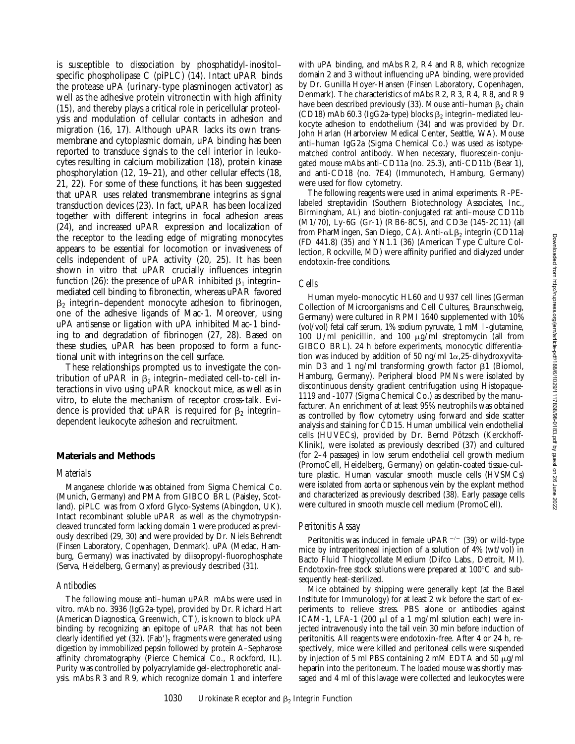is susceptible to dissociation by phosphatidyl-inositol–specific phospholipase C (piPLC) (14). Intact uPAR binds the protease uPA (urinary-type plasminogen activator) as well as the adhesive protein vitronectin with high affinity (15), and thereby plays a critical role in pericellular proteolysis and modulation of cellular contacts in adhesion and migration (16, 17). Although uPAR lacks its own transmembrane and cytoplasmic domain, uPA binding has been reported to transduce signals to the cell interior in leukocytes resulting in calcium mobilization (18), protein kinase phosphorylation (12, 19–21), and other cellular effects (18, 21, 22). For some of these functions, it has been suggested that uPAR uses related transmembrane integrins as signal transduction devices (23). In fact, uPAR has been localized together with different integrins in focal adhesion areas (24), and increased uPAR expression and localization of the receptor to the leading edge of migrating monocytes appears to be essential for locomotion or invasiveness of cells independent of uPA activity (20, 25). It has been shown in vitro that uPAR crucially influences integrin function (26): the presence of uPAR inhibited $\beta_1$ integrin–mediated cell binding to fibronectin, whereas uPAR favored $\beta_2$ integrin–dependent monocyte adhesion to fibrinogen, one of the adhesive ligands of Mac-1. Moreover, using uPA antisense or ligation with uPA inhibited Mac-1 binding to and degradation of fibrinogen (27, 28). Based on these studies, uPAR has been proposed to form a functional unit with integrins on the cell surface.

These relationships prompted us to investigate the contribution of uPAR in $\beta_2$ integrin–mediated cell-to-cell interactions in vivo using uPAR knockout mice, as well as in vitro, to elute the mechanism of receptor cross-talk. Evidence is provided that uPAR is required for $\beta_2$ integrin–dependent leukocyte adhesion and recruitment.

## Materials and Methods

### *Materials*

Manganese chloride was obtained from Sigma Chemical Co. (Munich, Germany) and PMA from GIBCO BRL (Paisley, Scotland). piPLC was from Oxford Glyco-Systems (Abingdon, UK). Intact recombinant soluble uPAR as well as the chymotrypsin-cleaved truncated form lacking domain 1 were produced as previously described (29, 30) and were provided by Dr. Niels Behrendt (Finsen Laboratory, Copenhagen, Denmark). uPA (Medac, Hamburg, Germany) was inactivated by diisopropyl-fluorophosphate (Serva, Heidelberg, Germany) as previously described (31).

### *Antibodies*

The following mouse anti–human uPAR mAbs were used in vitro. mAb no. 3936 (IgG2a-type), provided by Dr. Richard Hart (American Diagnostica, Greenwich, CT), is known to block uPA binding by recognizing an epitope of uPAR that has not been clearly identified yet (32). (Fab′)$_2$ fragments were generated using digestion by immobilized pepsin followed by protein A–Sepharose affinity chromatography (Pierce Chemical Co., Rockford, IL). Purity was controlled by polyacrylamide gel-electrophoretic analysis. mAbs R3 and R9, which recognize domain 1 and interfere with uPA binding, and mAbs R2, R4 and R8, which recognize domain 2 and 3 without influencing uPA binding, were provided by Dr. Gunilla Hoyer-Hansen (Finsen Laboratory, Copenhagen, Denmark). The characteristics of mAbs R2, R3, R4, R8, and R9 have been described previously (33). Mouse anti–human $\beta_2$ chain (CD18) mAb 60.3 (IgG2a-type) blocks $\beta_2$ integrin–mediated leukocyte adhesion to endothelium (34) and was provided by Dr. John Harlan (Harborview Medical Center, Seattle, WA). Mouse anti–human IgG2a (Sigma Chemical Co.) was used as isotype-matched control antibody. When necessary, fluorescein-conjugated mouse mAbs anti-CD11a (no. 25.3), anti-CD11b (Bear 1), and anti-CD18 (no. 7E4) (Immunotech, Hamburg, Germany) were used for flow cytometry.

The following reagents were used in animal experiments. R-PE-labeled streptavidin (Southern Biotechnology Associates, Inc., Birmingham, AL) and biotin-conjugated rat anti–mouse CD11b (M1/70), Ly-6G (Gr-1) (RB6-8C5), and CD3e (145-2C11) (all from PharMingen, San Diego, CA). Anti-$\alpha L\beta_2$ integrin (CD11a) (FD 441.8) (35) and YN1.1 (36) (American Type Culture Collection, Rockville, MD) were affinity purified and dialyzed under endotoxin-free conditions.

### *Cells*

Human myelo-monocytic HL60 and U937 cell lines (German Collection of Microorganisms and Cell Cultures, Braunschweig, Germany) were cultured in RPMI 1640 supplemented with 10% (vol/vol) fetal calf serum, 1% sodium pyruvate, 1 mM l-glutamine, 100 U/ml penicillin, and 100 μg/ml streptomycin (all from GIBCO BRL). 24 h before experiments, monocytic differentiation was induced by addition of 50 ng/ml 1α,25-dihydroxyvitamin D3 and 1 ng/ml transforming growth factor β1 (Biomol, Hamburg, Germany). Peripheral blood PMNs were isolated by discontinuous density gradient centrifugation using Histopaque-1119 and -1077 (Sigma Chemical Co.) as described by the manufacturer. An enrichment of at least 95% neutrophils was obtained as controlled by flow cytometry using forward and side scatter analysis and staining for CD15. Human umbilical vein endothelial cells (HUVECs), provided by Dr. Bernd Pötzsch (Kerckhoff-Klinik), were isolated as previously described (37) and cultured (for 2–4 passages) in low serum endothelial cell growth medium (PromoCell, Heidelberg, Germany) on gelatin-coated tissue-culture plastic. Human vascular smooth muscle cells (HVSMCs) were isolated from aorta or saphenous vein by the explant method and characterized as previously described (38). Early passage cells were cultured in smooth muscle cell medium (PromoCell).

### *Peritonitis Assay*

Peritonitis was induced in female uPAR$^{-/-}$ (39) or wild-type mice by intraperitoneal injection of a solution of 4% (wt/vol) in Bacto Fluid Thioglycollate Medium (Difco Labs., Detroit, MI). Endotoxin-free stock solutions were prepared at 100°C and subsequently heat-sterilized.

Mice obtained by shipping were generally kept (at the Basel Institute for Immunology) for at least 2 wk before the start of experiments to relieve stress. PBS alone or antibodies against ICAM-1, LFA-1 (200 μl of a 1 mg/ml solution each) were injected intravenously into the tail vein 30 min before induction of peritonitis. All reagents were endotoxin-free. After 4 or 24 h, respectively, mice were killed and peritoneal cells were suspended by injection of 5 ml PBS containing 2 mM EDTA and 50 μg/ml heparin into the peritoneum. The loaded mouse was shortly massaged and 4 ml of this lavage were collected and leukocytes were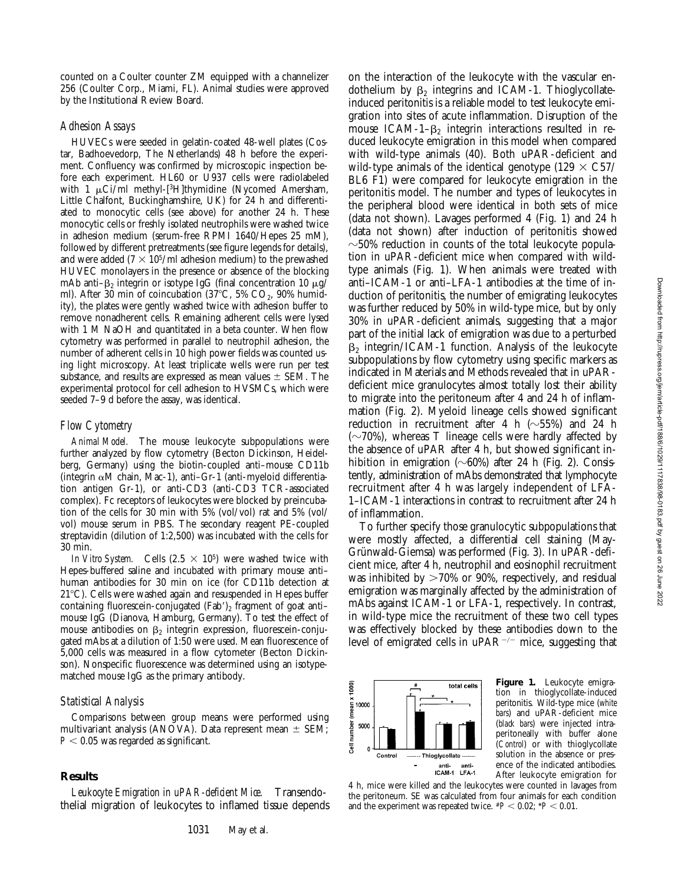counted on a Coulter counter ZM equipped with a channelizer 256 (Coulter Corp., Miami, FL). Animal studies were approved by the Institutional Review Board.

### *Adhesion Assays*

HUVECs were seeded in gelatin-coated 48-well plates (Costar, Badhoevedorp, The Netherlands) 48 h before the experiment. Confluency was confirmed by microscopic inspection before each experiment. HL60 or U937 cells were radiolabeled with 1 μCi/ml methyl-[$^3$H]thymidine (Nycomed Amersham, Little Chalfont, Buckinghamshire, UK) for 24 h and differentiated to monocytic cells (see above) for another 24 h. These monocytic cells or freshly isolated neutrophils were washed twice in adhesion medium (serum-free RPMI 1640/Hepes 25 mM), followed by different pretreatments (see figure legends for details), and were added ($7 \times 10^5$/ml adhesion medium) to the prewashed HUVEC monolayers in the presence or absence of the blocking mAb anti–$\beta_2$ integrin or isotype IgG (final concentration 10 μg/ml). After 30 min of coincubation (37°C, 5% $CO_2$, 90% humidity), the plates were gently washed twice with adhesion buffer to remove nonadherent cells. Remaining adherent cells were lysed with 1 M NaOH and quantitated in a beta counter. When flow cytometry was performed in parallel to neutrophil adhesion, the number of adherent cells in 10 high power fields was counted using light microscopy. At least triplicate wells were run per test substance, and results are expressed as mean values ± SEM. The experimental protocol for cell adhesion to HVSMCs, which were seeded 7–9 d before the assay, was identical.

### *Flow Cytometry*

*Animal Model.* The mouse leukocyte subpopulations were further analyzed by flow cytometry (Becton Dickinson, Heidelberg, Germany) using the biotin-coupled anti–mouse CD11b (integrin αM chain, Mac-1), anti–Gr-1 (anti-myeloid differentiation antigen Gr-1), or anti-CD3 (anti-CD3 TCR-associated complex). Fc receptors of leukocytes were blocked by preincubation of the cells for 30 min with 5% (vol/vol) rat and 5% (vol/vol) mouse serum in PBS. The secondary reagent PE-coupled streptavidin (dilution of 1:2,500) was incubated with the cells for 30 min.

*In Vitro System.* Cells ($2.5 \times 10^5$) were washed twice with Hepes-buffered saline and incubated with primary mouse anti–human antibodies for 30 min on ice (for CD11b detection at 21°C). Cells were washed again and resuspended in Hepes buffer containing fluorescein-conjugated $(Fab')_2$ fragment of goat anti–mouse IgG (Dianova, Hamburg, Germany). To test the effect of mouse antibodies on $\beta_2$ integrin expression, fluorescein-conjugated mAbs at a dilution of 1:50 were used. Mean fluorescence of 5,000 cells was measured in a flow cytometer (Becton Dickinson). Nonspecific fluorescence was determined using an isotype-matched mouse IgG as the primary antibody.

### *Statistical Analysis*

Comparisons between group means were performed using multivariant analysis (ANOVA). Data represent mean ± SEM; $P < 0.05$ was regarded as significant.

## Results

*Leukocyte Emigration in uPAR-deficient Mice.* Transendothelial migration of leukocytes to inflamed tissue depends on the interaction of the leukocyte with the vascular endothelium by $\beta_2$ integrins and ICAM-1. Thioglycollate-induced peritonitis is a reliable model to test leukocyte emigration into sites of acute inflammation. Disruption of the mouse ICAM-1–$\beta_2$ integrin interactions resulted in reduced leukocyte emigration in this model when compared with wild-type animals (40). Both uPAR-deficient and wild-type animals of the identical genotype (129 × C57/BL6 F1) were compared for leukocyte emigration in the peritonitis model. The number and types of leukocytes in the peripheral blood were identical in both sets of mice (data not shown). Lavages performed 4 (Fig. 1) and 24 h (data not shown) after induction of peritonitis showed ~50% reduction in counts of the total leukocyte population in uPAR-deficient mice when compared with wild-type animals (Fig. 1). When animals were treated with anti–ICAM-1 or anti–LFA-1 antibodies at the time of induction of peritonitis, the number of emigrating leukocytes was further reduced by 50% in wild-type mice, but by only 30% in uPAR-deficient animals, suggesting that a major part of the initial lack of emigration was due to a perturbed $\beta_2$ integrin/ICAM-1 function. Analysis of the leukocyte subpopulations by flow cytometry using specific markers as indicated in Materials and Methods revealed that in uPAR-deficient mice granulocytes almost totally lost their ability to migrate into the peritoneum after 4 and 24 h of inflammation (Fig. 2). Myeloid lineage cells showed significant reduction in recruitment after 4 h (~55%) and 24 h (~70%), whereas T lineage cells were hardly affected by the absence of uPAR after 4 h, but showed significant inhibition in emigration (~60%) after 24 h (Fig. 2). Consistently, administration of mAbs demonstrated that lymphocyte recruitment after 4 h was largely independent of LFA-1–ICAM-1 interactions in contrast to recruitment after 24 h of inflammation.

To further specify those granulocytic subpopulations that were mostly affected, a differential cell staining (May-Grünwald-Giemsa) was performed (Fig. 3). In uPAR-deficient mice, after 4 h, neutrophil and eosinophil recruitment was inhibited by >70% or 90%, respectively, and residual emigration was marginally affected by the administration of mAbs against ICAM-1 or LFA-1, respectively. In contrast, in wild-type mice the recruitment of these two cell types was effectively blocked by these antibodies down to the level of emigrated cells in uPAR$^{-/-}$ mice, suggesting that

Cell number (mean x 1000)
10000
5000
0
total cells
#
*
*
Control
Thioglycollate
-
anti-ICAM-1
anti-LFA-1

**Figure 1.** Leukocyte emigration in thioglycollate-induced peritonitis. Wild-type mice (*white bars*) and uPAR-deficient mice (*black bars*) were injected intraperitoneally with buffer alone (*Control*) or with thioglycollate solution in the absence or presence of the indicated antibodies. After leukocyte emigration for 4 h, mice were killed and the leukocytes were counted in lavages from the peritoneum. SE was calculated from four animals for each condition and the experiment was repeated twice. #$P < 0.02$; *$P < 0.01$.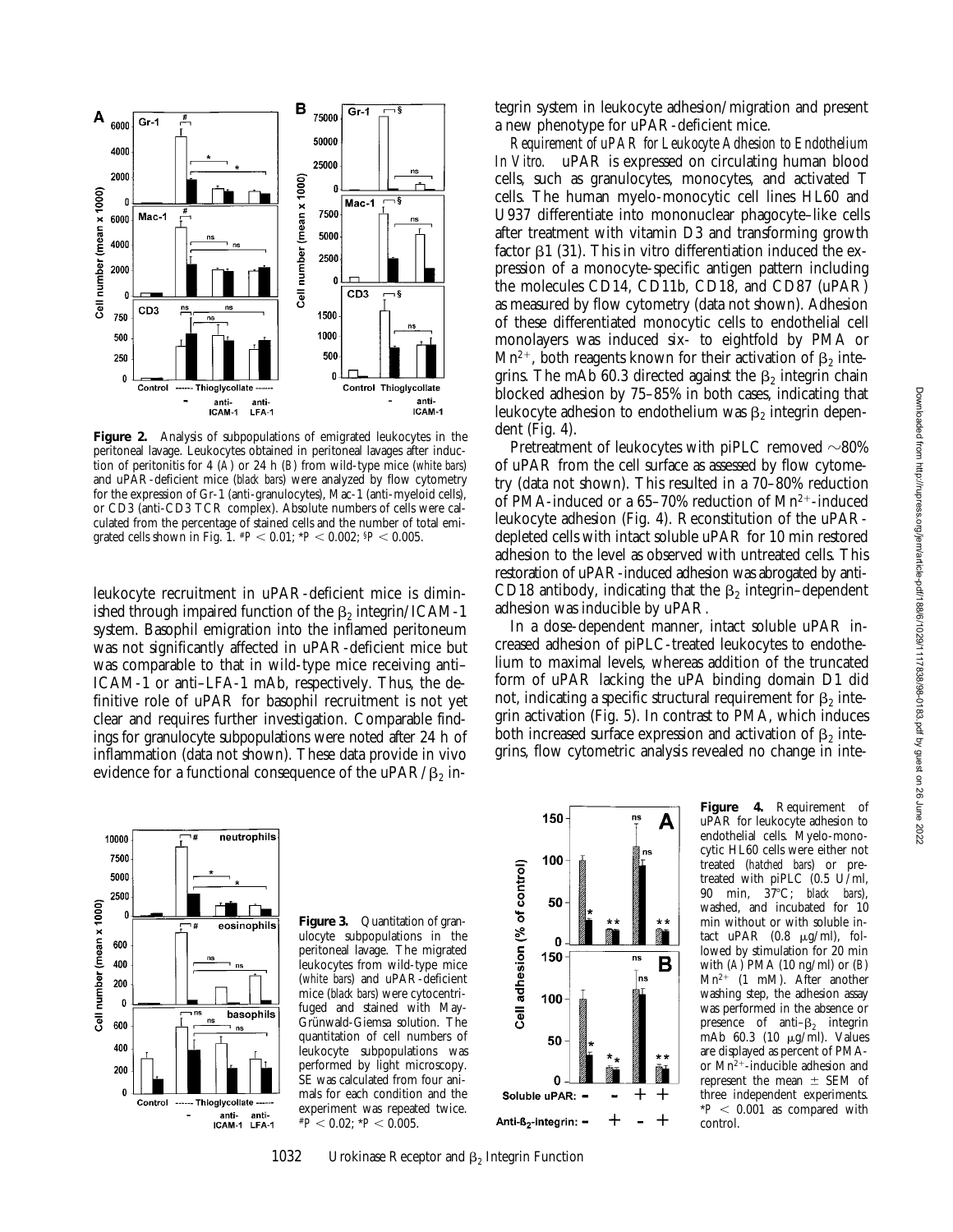A

Gr-1

Cell number (mean x 1000)

Mac-1

CD3

Control ------ Thioglycollate ------

- anti-ICAM-1 anti-LFA-1

B

Gr-1

Mac-1

CD3

Control Thioglycollate

- anti-ICAM-1

**Figure 2.** Analysis of subpopulations of emigrated leukocytes in the peritoneal lavage. Leukocytes obtained in peritoneal lavages after induction of peritonitis for 4 (*A*) or 24 h (*B*) from wild-type mice (*white bars*) and uPAR-deficient mice (*black bars*) were analyzed by flow cytometry for the expression of Gr-1 (anti-granulocytes), Mac-1 (anti-myeloid cells), or CD3 (anti-CD3 TCR complex). Absolute numbers of cells were calculated from the percentage of stained cells and the number of total emigrated cells shown in Fig. 1. #$P < 0.01$; *$P < 0.002$; §$P < 0.005$.

leukocyte recruitment in uPAR-deficient mice is diminished through impaired function of the $\beta_2$ integrin/ICAM-1 system. Basophil emigration into the inflamed peritoneum was not significantly affected in uPAR-deficient mice but was comparable to that in wild-type mice receiving anti–ICAM-1 or anti–LFA-1 mAb, respectively. Thus, the definitive role of uPAR for basophil recruitment is not yet clear and requires further investigation. Comparable findings for granulocyte subpopulations were noted after 24 h of inflammation (data not shown). These data provide in vivo evidence for a functional consequence of the uPAR/$\beta_2$ integrin system in leukocyte adhesion/migration and present a new phenotype for uPAR-deficient mice.

*Requirement of uPAR for Leukocyte Adhesion to Endothelium In Vitro.* uPAR is expressed on circulating human blood cells, such as granulocytes, monocytes, and activated T cells. The human myelo-monocytic cell lines HL60 and U937 differentiate into mononuclear phagocyte–like cells after treatment with vitamin D3 and transforming growth factor $\beta$1 (31). This in vitro differentiation induced the expression of a monocyte-specific antigen pattern including the molecules CD14, CD11b, CD18, and CD87 (uPAR) as measured by flow cytometry (data not shown). Adhesion of these differentiated monocytic cells to endothelial cell monolayers was induced six- to eightfold by PMA or $Mn^{2+}$, both reagents known for their activation of $\beta_2$ integrins. The mAb 60.3 directed against the $\beta_2$ integrin chain blocked adhesion by 75–85% in both cases, indicating that leukocyte adhesion to endothelium was $\beta_2$ integrin dependent (Fig. 4).

Pretreatment of leukocytes with piPLC removed ~80% of uPAR from the cell surface as assessed by flow cytometry (data not shown). This resulted in a 70–80% reduction of PMA-induced or a 65–70% reduction of $Mn^{2+}$-induced leukocyte adhesion (Fig. 4). Reconstitution of the uPAR-depleted cells with intact soluble uPAR for 10 min restored adhesion to the level as observed with untreated cells. This restoration of uPAR-induced adhesion was abrogated by anti-CD18 antibody, indicating that the $\beta_2$ integrin–dependent adhesion was inducible by uPAR.

In a dose-dependent manner, intact soluble uPAR increased adhesion of piPLC-treated leukocytes to endothelium to maximal levels, whereas addition of the truncated form of uPAR lacking the uPA binding domain D1 did not, indicating a specific structural requirement for $\beta_2$ integrin activation (Fig. 5). In contrast to PMA, which induces both increased surface expression and activation of $\beta_2$ integrins, flow cytometric analysis revealed no change in inte-

neutrophils

eosinophils

basophils

Cell number (mean x 1000)

Control ------ Thioglycollate ------

- anti-ICAM-1 anti-LFA-1

**Figure 3.** Quantitation of granulocyte subpopulations in the peritoneal lavage. The migrated leukocytes from wild-type mice (*white bars*) and uPAR-deficient mice (*black bars*) were cytocentrifuged and stained with May-Grünwald-Giemsa solution. The quantitation of cell numbers of leukocyte subpopulations was performed by light microscopy. SE was calculated from four animals for each condition and the experiment was repeated twice. #$P < 0.02$; *$P < 0.005$.

Cell adhesion (% of control)

A

B

Soluble uPAR: - - + +

Anti-ß$_2$-integrin: - + - +

**Figure 4.** Requirement of uPAR for leukocyte adhesion to endothelial cells. Myelo-monocytic HL60 cells were either not treated (*hatched bars*) or pretreated with piPLC (0.5 U/ml, 90 min, 37°C; *black bars*), washed, and incubated for 10 min without or with soluble intact uPAR (0.8 μg/ml), followed by stimulation for 20 min with (*A*) PMA (10 ng/ml) or (*B*) $Mn^{2+}$ (1 mM). After another washing step, the adhesion assay was performed in the absence or presence of anti–$\beta_2$ integrin mAb 60.3 (10 μg/ml). Values are displayed as percent of PMA- or $Mn^{2+}$-inducible adhesion and represent the mean ± SEM of three independent experiments. *$P < 0.001$ as compared with control.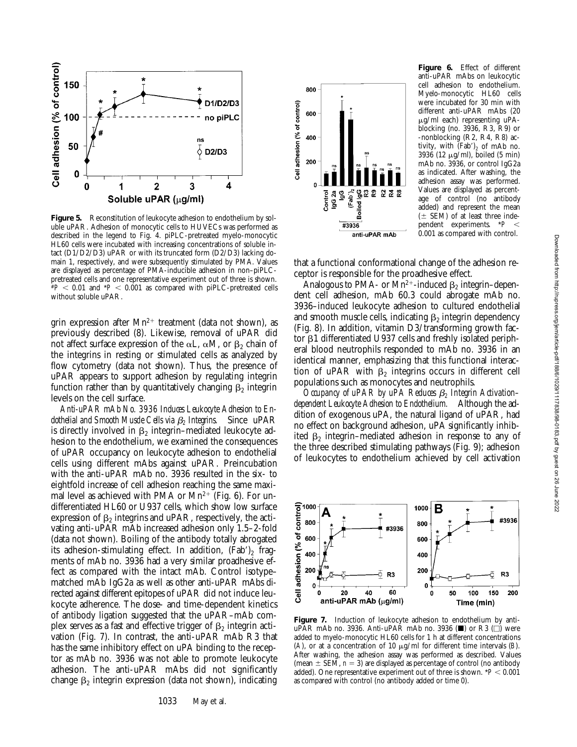Cell adhesion (% of control)

150

100

50

0

0 1 2 3 4

Soluble uPAR (μg/ml)

D1/D2/D3

no piPLC

ns

D2/D3

#

*

**Figure 5.** Reconstitution of leukocyte adhesion to endothelium by soluble uPAR. Adhesion of monocytic cells to HUVECs was performed as described in the legend to Fig. 4. piPLC-pretreated myelo-monocytic HL60 cells were incubated with increasing concentrations of soluble intact (D1/D2/D3) uPAR or with its truncated form (D2/D3) lacking domain 1, respectively, and were subsequently stimulated by PMA. Values are displayed as percentage of PMA-inducible adhesion in non–piPLC-pretreated cells and one representative experiment out of three is shown. #$P < 0.01$ and *$P < 0.001$ as compared with piPLC-pretreated cells without soluble uPAR.

grin expression after $Mn^{2+}$ treatment (data not shown), as previously described (8). Likewise, removal of uPAR did not affect surface expression of the $\alpha$L, $\alpha$M, or $\beta_2$ chain of the integrins in resting or stimulated cells as analyzed by flow cytometry (data not shown). Thus, the presence of uPAR appears to support adhesion by regulating integrin function rather than by quantitatively changing $\beta_2$ integrin levels on the cell surface.

*Anti-uPAR mAb No. 3936 Induces Leukocyte Adhesion to Endothelial and Smooth Muscle Cells via $\beta_2$ Integrins.* Since uPAR is directly involved in $\beta_2$ integrin–mediated leukocyte adhesion to the endothelium, we examined the consequences of uPAR occupancy on leukocyte adhesion to endothelial cells using different mAbs against uPAR. Preincubation with the anti-uPAR mAb no. 3936 resulted in the six- to eightfold increase of cell adhesion reaching the same maximal level as achieved with PMA or $Mn^{2+}$ (Fig. 6). For undifferentiated HL60 or U937 cells, which show low surface expression of $\beta_2$ integrins and uPAR, respectively, the activating anti-uPAR mAb increased adhesion only 1.5–2-fold (data not shown). Boiling of the antibody totally abrogated its adhesion-stimulating effect. In addition, $(Fab')_2$ fragments of mAb no. 3936 had a very similar proadhesive effect as compared with the intact mAb. Control isotype–matched mAb IgG2a as well as other anti-uPAR mAbs directed against different epitopes of uPAR did not induce leukocyte adherence. The dose- and time-dependent kinetics of antibody ligation suggested that the uPAR–mAb complex serves as a fast and effective trigger of $\beta_2$ integrin activation (Fig. 7). In contrast, the anti-uPAR mAb R3 that has the same inhibitory effect on uPA binding to the receptor as mAb no. 3936 was not able to promote leukocyte adhesion. The anti-uPAR mAbs did not significantly change $\beta_2$ integrin expression (data not shown), indicating

Cell adhesion (% of control)

800

600

400

200

0

Control IgG 2a IgG (Fab')2 Boiled IgG R3 R9 R2 R4 R8

#3936

anti-uPAR mAb

ns ns ns ns ns ns ns

* *

**Figure 6.** Effect of different anti-uPAR mAbs on leukocytic cell adhesion to endothelium. Myelo-monocytic HL60 cells were incubated for 30 min with different anti-uPAR mAbs (20 μg/ml each) representing uPA-blocking (no. 3936, R3, R9) or -nonblocking (R2, R4, R8) activity, with $(Fab')_2$ of mAb no. 3936 (12 μg/ml), boiled (5 min) mAb no. 3936, or control IgG2a as indicated. After washing, the adhesion assay was performed. Values are displayed as percentage of control (no antibody added) and represent the mean (± SEM) of at least three independent experiments. *$P < 0.001$ as compared with control.

that a functional conformational change of the adhesion receptor is responsible for the proadhesive effect.

Analogous to PMA- or $Mn^{2+}$-induced $\beta_2$ integrin–dependent cell adhesion, mAb 60.3 could abrogate mAb no. 3936–induced leukocyte adhesion to cultured endothelial and smooth muscle cells, indicating $\beta_2$ integrin dependency (Fig. 8). In addition, vitamin D3/transforming growth factor $\beta$1 differentiated U937 cells and freshly isolated peripheral blood neutrophils responded to mAb no. 3936 in an identical manner, emphasizing that this functional interaction of uPAR with $\beta_2$ integrins occurs in different cell populations such as monocytes and neutrophils.

*Occupancy of uPAR by uPA Reduces $\beta_2$ Integrin Activation–dependent Leukocyte Adhesion to Endothelium.* Although the addition of exogenous uPA, the natural ligand of uPAR, had no effect on background adhesion, uPA significantly inhibited $\beta_2$ integrin–mediated adhesion in response to any of the three described stimulating pathways (Fig. 9); adhesion of leukocytes to endothelium achieved by cell activation

A

Cell adhesion (% of control)

1000

800

600

400

200

0

0 20 40 60

anti-uPAR mAb (μg/ml)

#3936

R3

ns

B

1000

800

600

400

200

0

0 50 100 150 200

Time (min)

#3936

R3

**Figure 7.** Induction of leukocyte adhesion to endothelium by anti-uPAR mAb no. 3936. Anti-uPAR mAb no. 3936 (■) or R3 (□) were added to myelo-monocytic HL60 cells for 1 h at different concentrations (*A*), or at a concentration of 10 μg/ml for different time intervals (*B*). After washing, the adhesion assay was performed as described. Values (mean ± SEM, $n = 3$) are displayed as percentage of control (no antibody added). One representative experiment out of three is shown. *$P < 0.001$ as compared with control (no antibody added or time 0).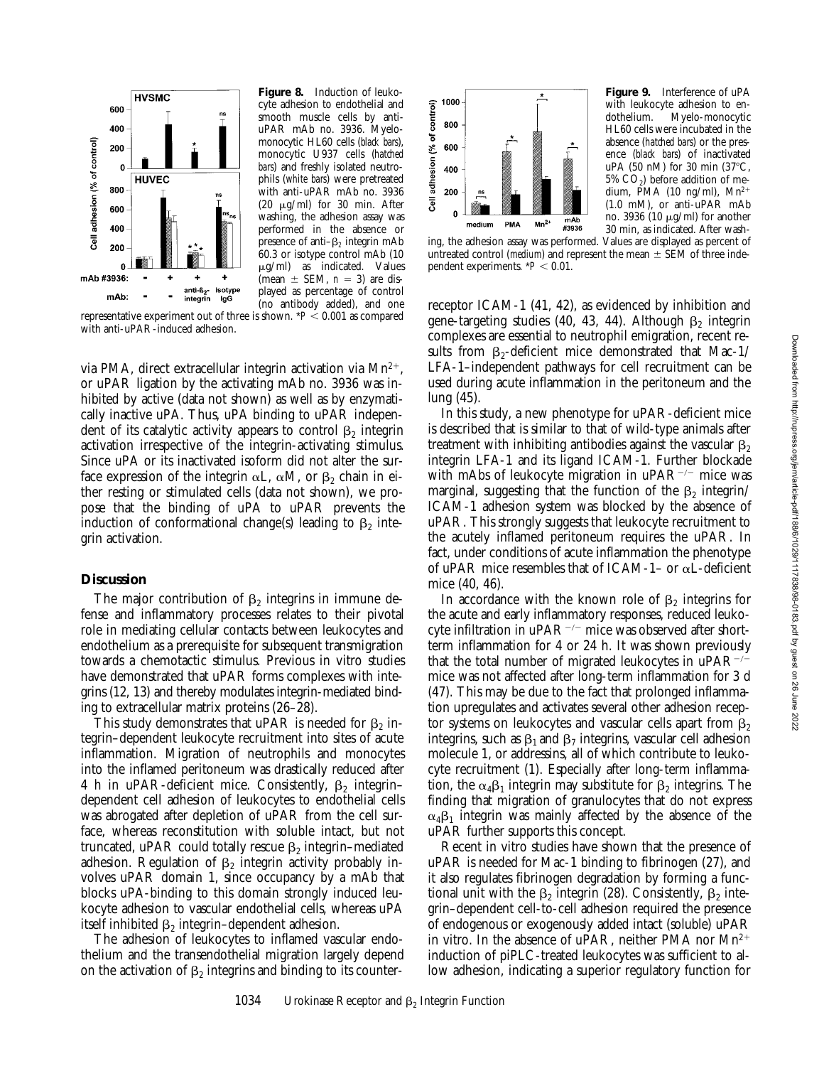HVSMC

HUVEC

Cell adhesion (% of control)

600
400
200
0
800
600
400
200
0

ns

*

ns

ns ns

* * *

mAb #3936: - + + +

mAb: - - anti-β2-integrin Isotype IgG

**Figure 8.** Induction of leukocyte adhesion to endothelial and smooth muscle cells by anti-uPAR mAb no. 3936. Myelo-monocytic HL60 cells (*black bars*), monocytic U937 cells (*hatched bars*) and freshly isolated neutrophils (*white bars*) were pretreated with anti-uPAR mAb no. 3936 (20 μg/ml) for 30 min. After washing, the adhesion assay was performed in the absence or presence of anti–$\beta_2$ integrin mAb 60.3 or isotype control mAb (10 μg/ml) as indicated. Values (mean ± SEM, $n = 3$) are displayed as percentage of control (no antibody added), and one representative experiment out of three is shown. *$P < 0.001$ as compared with anti-uPAR–induced adhesion.

Cell adhesion (% of control)

1000
800
600
400
200
0

ns * * *

medium PMA $Mn^{2+}$ mAb #3936

**Figure 9.** Interference of uPA with leukocyte adhesion to endothelium. Myelo-monocytic HL60 cells were incubated in the absence (*hatched bars*) or the presence (*black bars*) of inactivated uPA (50 nM) for 30 min (37°C, 5% $CO_2$) before addition of medium, PMA (10 ng/ml), $Mn^{2+}$ (1.0 mM), or anti-uPAR mAb no. 3936 (10 μg/ml) for another 30 min, as indicated. After washing, the adhesion assay was performed. Values are displayed as percent of untreated control (*medium*) and represent the mean ± SEM of three independent experiments. *$P < 0.01$.

via PMA, direct extracellular integrin activation via $Mn^{2+}$, or uPAR ligation by the activating mAb no. 3936 was inhibited by active (data not shown) as well as by enzymatically inactive uPA. Thus, uPA binding to uPAR independent of its catalytic activity appears to control $\beta_2$ integrin activation irrespective of the integrin-activating stimulus. Since uPA or its inactivated isoform did not alter the surface expression of the integrin αL, αM, or $\beta_2$ chain in either resting or stimulated cells (data not shown), we propose that the binding of uPA to uPAR prevents the induction of conformational change(s) leading to $\beta_2$ integrin activation.

## Discussion

The major contribution of $\beta_2$ integrins in immune defense and inflammatory processes relates to their pivotal role in mediating cellular contacts between leukocytes and endothelium as a prerequisite for subsequent transmigration towards a chemotactic stimulus. Previous in vitro studies have demonstrated that uPAR forms complexes with integrins (12, 13) and thereby modulates integrin-mediated binding to extracellular matrix proteins (26–28).

This study demonstrates that uPAR is needed for $\beta_2$ integrin–dependent leukocyte recruitment into sites of acute inflammation. Migration of neutrophils and monocytes into the inflamed peritoneum was drastically reduced after 4 h in uPAR-deficient mice. Consistently, $\beta_2$ integrin–dependent cell adhesion of leukocytes to endothelial cells was abrogated after depletion of uPAR from the cell surface, whereas reconstitution with soluble intact, but not truncated, uPAR could totally rescue $\beta_2$ integrin–mediated adhesion. Regulation of $\beta_2$ integrin activity probably involves uPAR domain 1, since occupancy by a mAb that blocks uPA-binding to this domain strongly induced leukocyte adhesion to vascular endothelial cells, whereas uPA itself inhibited $\beta_2$ integrin–dependent adhesion.

The adhesion of leukocytes to inflamed vascular endothelium and the transendothelial migration largely depend on the activation of $\beta_2$ integrins and binding to its counter-receptor ICAM-1 (41, 42), as evidenced by inhibition and gene-targeting studies (40, 43, 44). Although $\beta_2$ integrin complexes are essential to neutrophil emigration, recent results from $\beta_2$-deficient mice demonstrated that Mac-1/LFA-1–independent pathways for cell recruitment can be used during acute inflammation in the peritoneum and the lung (45).

In this study, a new phenotype for uPAR-deficient mice is described that is similar to that of wild-type animals after treatment with inhibiting antibodies against the vascular $\beta_2$ integrin LFA-1 and its ligand ICAM-1. Further blockade with mAbs of leukocyte migration in $uPAR^{-/-}$ mice was marginal, suggesting that the function of the $\beta_2$ integrin/ICAM-1 adhesion system was blocked by the absence of uPAR. This strongly suggests that leukocyte recruitment to the acutely inflamed peritoneum requires the uPAR. In fact, under conditions of acute inflammation the phenotype of uPAR mice resembles that of ICAM-1– or αL-deficient mice (40, 46).

In accordance with the known role of $\beta_2$ integrins for the acute and early inflammatory responses, reduced leukocyte infiltration in $uPAR^{-/-}$ mice was observed after short-term inflammation for 4 or 24 h. It was shown previously that the total number of migrated leukocytes in $uPAR^{-/-}$ mice was not affected after long-term inflammation for 3 d (47). This may be due to the fact that prolonged inflammation upregulates and activates several other adhesion receptor systems on leukocytes and vascular cells apart from $\beta_2$ integrins, such as $\beta_1$ and $\beta_7$ integrins, vascular cell adhesion molecule 1, or addressins, all of which contribute to leukocyte recruitment (1). Especially after long-term inflammation, the $\alpha_4\beta_1$ integrin may substitute for $\beta_2$ integrins. The finding that migration of granulocytes that do not express $\alpha_4\beta_1$ integrin was mainly affected by the absence of the uPAR further supports this concept.

Recent in vitro studies have shown that the presence of uPAR is needed for Mac-1 binding to fibrinogen (27), and it also regulates fibrinogen degradation by forming a functional unit with the $\beta_2$ integrin (28). Consistently, $\beta_2$ integrin–dependent cell-to-cell adhesion required the presence of endogenous or exogenously added intact (soluble) uPAR in vitro. In the absence of uPAR, neither PMA nor $Mn^{2+}$ induction of piPLC-treated leukocytes was sufficient to allow adhesion, indicating a superior regulatory function for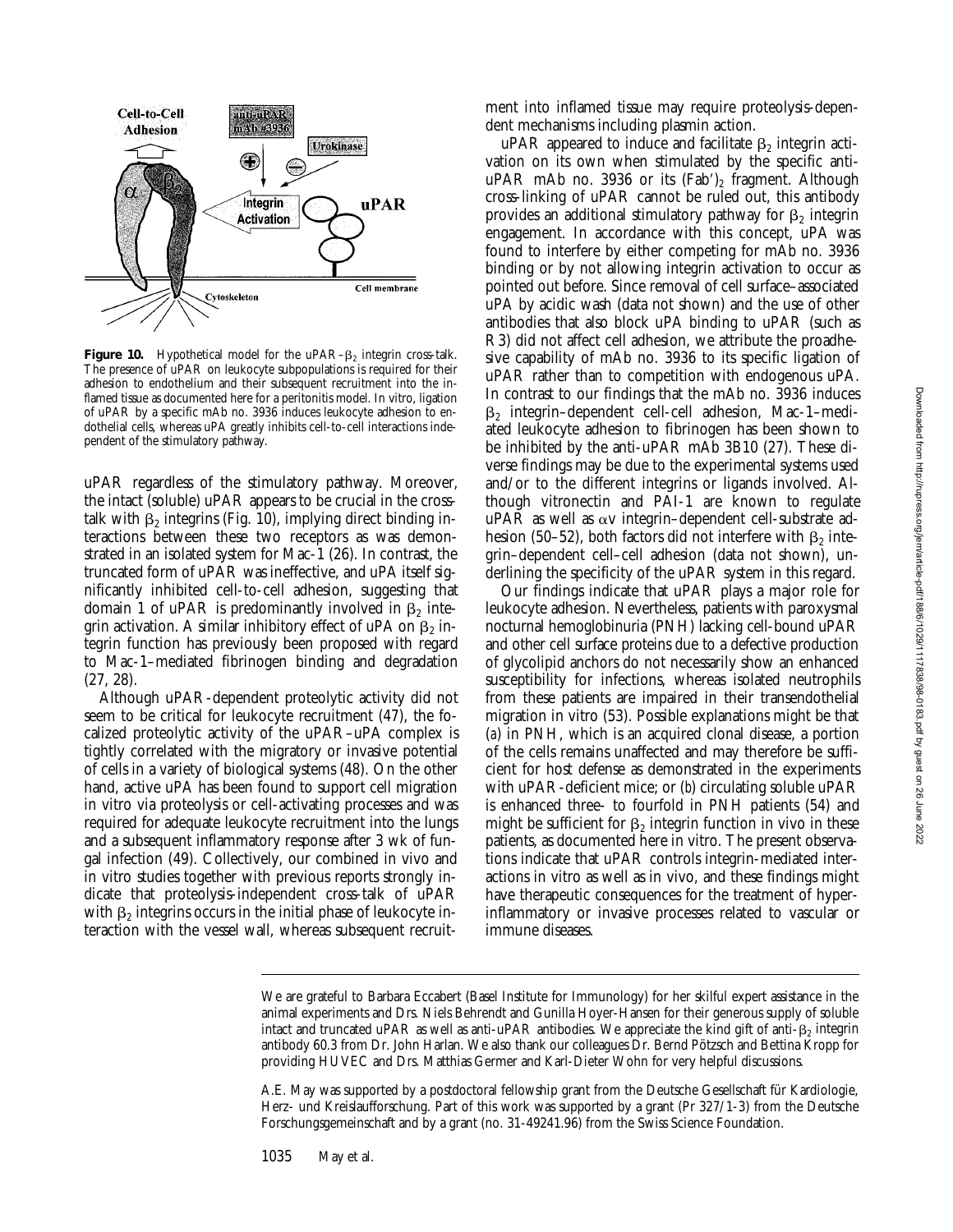Cell-to-Cell Adhesion

anti-uPAR mAb #3936

Urokinase

Integrin Activation

uPAR

Cell membrane

Cytoskeleton

**Figure 10.** Hypothetical model for the uPAR–$\beta_2$ integrin cross-talk. The presence of uPAR on leukocyte subpopulations is required for their adhesion to endothelium and their subsequent recruitment into the inflamed tissue as documented here for a peritonitis model. In vitro, ligation of uPAR by a specific mAb no. 3936 induces leukocyte adhesion to endothelial cells, whereas uPA greatly inhibits cell-to-cell interactions independent of the stimulatory pathway.

uPAR regardless of the stimulatory pathway. Moreover, the intact (soluble) uPAR appears to be crucial in the cross-talk with $\beta_2$ integrins (Fig. 10), implying direct binding interactions between these two receptors as was demonstrated in an isolated system for Mac-1 (26). In contrast, the truncated form of uPAR was ineffective, and uPA itself significantly inhibited cell-to-cell adhesion, suggesting that domain 1 of uPAR is predominantly involved in $\beta_2$ integrin activation. A similar inhibitory effect of uPA on $\beta_2$ integrin function has previously been proposed with regard to Mac-1–mediated fibrinogen binding and degradation (27, 28).

Although uPAR-dependent proteolytic activity did not seem to be critical for leukocyte recruitment (47), the focalized proteolytic activity of the uPAR–uPA complex is tightly correlated with the migratory or invasive potential of cells in a variety of biological systems (48). On the other hand, active uPA has been found to support cell migration in vitro via proteolysis or cell-activating processes and was required for adequate leukocyte recruitment into the lungs and a subsequent inflammatory response after 3 wk of fungal infection (49). Collectively, our combined in vivo and in vitro studies together with previous reports strongly indicate that proteolysis-independent cross-talk of uPAR with $\beta_2$ integrins occurs in the initial phase of leukocyte interaction with the vessel wall, whereas subsequent recruitment into inflamed tissue may require proteolysis-dependent mechanisms including plasmin action.

uPAR appeared to induce and facilitate $\beta_2$ integrin activation on its own when stimulated by the specific anti-uPAR mAb no. 3936 or its (Fab′)$_2$ fragment. Although cross-linking of uPAR cannot be ruled out, this antibody provides an additional stimulatory pathway for $\beta_2$ integrin engagement. In accordance with this concept, uPA was found to interfere by either competing for mAb no. 3936 binding or by not allowing integrin activation to occur as pointed out before. Since removal of cell surface–associated uPA by acidic wash (data not shown) and the use of other antibodies that also block uPA binding to uPAR (such as R3) did not affect cell adhesion, we attribute the proadhesive capability of mAb no. 3936 to its specific ligation of uPAR rather than to competition with endogenous uPA. In contrast to our findings that the mAb no. 3936 induces $\beta_2$ integrin–dependent cell-cell adhesion, Mac-1–mediated leukocyte adhesion to fibrinogen has been shown to be inhibited by the anti-uPAR mAb 3B10 (27). These diverse findings may be due to the experimental systems used and/or to the different integrins or ligands involved. Although vitronectin and PAI-1 are known to regulate uPAR as well as $\alpha$v integrin–dependent cell-substrate adhesion (50–52), both factors did not interfere with $\beta_2$ integrin–dependent cell–cell adhesion (data not shown), underlining the specificity of the uPAR system in this regard.

Our findings indicate that uPAR plays a major role for leukocyte adhesion. Nevertheless, patients with paroxysmal nocturnal hemoglobinuria (PNH) lacking cell-bound uPAR and other cell surface proteins due to a defective production of glycolipid anchors do not necessarily show an enhanced susceptibility for infections, whereas isolated neutrophils from these patients are impaired in their transendothelial migration in vitro (53). Possible explanations might be that (*a*) in PNH, which is an acquired clonal disease, a portion of the cells remains unaffected and may therefore be sufficient for host defense as demonstrated in the experiments with uPAR-deficient mice; or (*b*) circulating soluble uPAR is enhanced three- to fourfold in PNH patients (54) and might be sufficient for $\beta_2$ integrin function in vivo in these patients, as documented here in vitro. The present observations indicate that uPAR controls integrin-mediated interactions in vitro as well as in vivo, and these findings might have therapeutic consequences for the treatment of hyperinflammatory or invasive processes related to vascular or immune diseases.

We are grateful to Barbara Eccabert (Basel Institute for Immunology) for her skilful expert assistance in the animal experiments and Drs. Niels Behrendt and Gunilla Hoyer-Hansen for their generous supply of soluble intact and truncated uPAR as well as anti-uPAR antibodies. We appreciate the kind gift of anti-$\beta_2$ integrin antibody 60.3 from Dr. John Harlan. We also thank our colleagues Dr. Bernd Pötzsch and Bettina Kropp for providing HUVEC and Drs. Matthias Germer and Karl-Dieter Wohn for very helpful discussions.

A.E. May was supported by a postdoctoral fellowship grant from the Deutsche Gesellschaft für Kardiologie, Herz- und Kreislaufforschung. Part of this work was supported by a grant (Pr 327/1-3) from the Deutsche Forschungsgemeinschaft and by a grant (no. 31-49241.96) from the Swiss Science Foundation.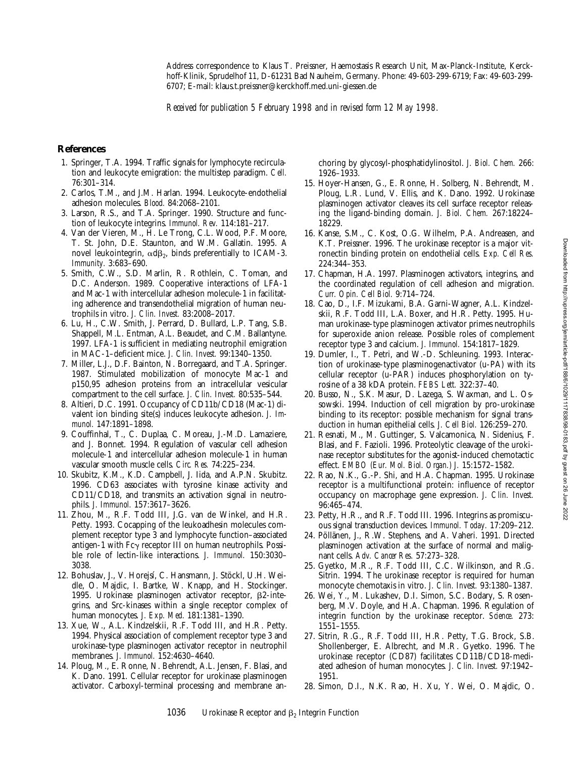Address correspondence to Klaus T. Preissner, Haemostasis Research Unit, Max-Planck-Institute, Kerckhoff-Klinik, Sprudelhof 11, D-61231 Bad Nauheim, Germany. Phone: 49-603-299-6719; Fax: 49-603-299-6707; E-mail: klaus.t.preissner@kerckhoff.med.uni-giessen.de

*Received for publication 5 February 1998 and in revised form 12 May 1998.*

## References

1. Springer, T.A. 1994. Traffic signals for lymphocyte recirculation and leukocyte emigration: the multistep paradigm. *Cell.* 76:301–314.
2. Carlos, T.M., and J.M. Harlan. 1994. Leukocyte-endothelial adhesion molecules. *Blood.* 84:2068–2101.
3. Larson, R.S., and T.A. Springer. 1990. Structure and function of leukocyte integrins. *Immunol. Rev.* 114:181–217.
4. Van der Vieren, M., H. Le Trong, C.L. Wood, P.F. Moore, T. St. John, D.E. Staunton, and W.M. Gallatin. 1995. A novel leukointegrin, $\alpha d\beta_2$, binds preferentially to ICAM-3. *Immunity.* 3:683–690.
5. Smith, C.W., S.D. Marlin, R. Rothlein, C. Toman, and D.C. Anderson. 1989. Cooperative interactions of LFA-1 and Mac-1 with intercellular adhesion molecule-1 in facilitating adherence and transendothelial migration of human neutrophils in vitro. *J. Clin. Invest.* 83:2008–2017.
6. Lu, H., C.W. Smith, J. Perrard, D. Bullard, L.P. Tang, S.B. Shappell, M.L. Entman, A.L. Beaudet, and C.M. Ballantyne. 1997. LFA-1 is sufficient in mediating neutrophil emigration in MAC-1–deficient mice. *J. Clin. Invest.* 99:1340–1350.
7. Miller, L.J., D.F. Bainton, N. Borregaard, and T.A. Springer. 1987. Stimulated mobilization of monocyte Mac-1 and p150,95 adhesion proteins from an intracellular vesicular compartment to the cell surface. *J. Clin. Invest.* 80:535–544.
8. Altieri, D.C. 1991. Occupancy of CD11b/CD18 (Mac-1) divalent ion binding site(s) induces leukocyte adhesion. *J. Immunol.* 147:1891–1898.
9. Couffinhal, T., C. Duplaa, C. Moreau, J.-M.D. Lamaziere, and J. Bonnet. 1994. Regulation of vascular cell adhesion molecule-1 and intercellular adhesion molecule-1 in human vascular smooth muscle cells. *Circ. Res.* 74:225–234.
10. Skubitz, K.M., K.D. Campbell, J. Iida, and A.P.N. Skubitz. 1996. CD63 associates with tyrosine kinase activity and CD11/CD18, and transmits an activation signal in neutrophils. *J. Immunol.* 157:3617–3626.
11. Zhou, M., R.F. Todd III, J.G. van de Winkel, and H.R. Petty. 1993. Cocapping of the leukoadhesin molecules complement receptor type 3 and lymphocyte function–associated antigen-1 with Fcγ receptor III on human neutrophils. Possible role of lectin-like interactions. *J. Immunol.* 150:3030–3038.
12. Bohuslav, J., V. Horejsí, C. Hansmann, J. Stöckl, U.H. Weidle, O. Majdic, I. Bartke, W. Knapp, and H. Stockinger. 1995. Urokinase plasminogen activator receptor, β2-integrins, and Src-kinases within a single receptor complex of human monocytes. *J. Exp. Med.* 181:1381–1390.
13. Xue, W., A.L. Kindzelskii, R.F. Todd III, and H.R. Petty. 1994. Physical association of complement receptor type 3 and urokinase-type plasminogen activator receptor in neutrophil membranes. *J. Immunol.* 152:4630–4640.
14. Ploug, M., E. Ronne, N. Behrendt, A.L. Jensen, F. Blasi, and K. Dano. 1991. Cellular receptor for urokinase plasminogen activator. Carboxyl-terminal processing and membrane anchoring by glycosyl-phosphatidylinositol. *J. Biol. Chem.* 266: 1926–1933.
15. Hoyer-Hansen, G., E. Ronne, H. Solberg, N. Behrendt, M. Ploug, L.R. Lund, V. Ellis, and K. Dano. 1992. Urokinase plasminogen activator cleaves its cell surface receptor releasing the ligand-binding domain. *J. Biol. Chem.* 267:18224–18229.
16. Kanse, S.M., C. Kost, O.G. Wilhelm, P.A. Andreasen, and K.T. Preissner. 1996. The urokinase receptor is a major vitronectin binding protein on endothelial cells. *Exp. Cell Res.* 224:344–353.
17. Chapman, H.A. 1997. Plasminogen activators, integrins, and the coordinated regulation of cell adhesion and migration. *Curr. Opin. Cell Biol.* 9:714–724.
18. Cao, D., I.F. Mizukami, B.A. Garni-Wagner, A.L. Kindzelskii, R.F. Todd III, L.A. Boxer, and H.R. Petty. 1995. Human urokinase-type plasminogen activator primes neutrophils for superoxide anion release. Possible roles of complement receptor type 3 and calcium. *J. Immunol.* 154:1817–1829.
19. Dumler, I., T. Petri, and W.-D. Schleuning. 1993. Interaction of urokinase-type plasminogenactivator (u-PA) with its cellular receptor (u-PAR) induces phosphorylation on tyrosine of a 38 kDA protein. *FEBS Lett.* 322:37–40.
20. Busso, N., S.K. Masur, D. Lazega, S. Waxman, and L. Ossowski. 1994. Induction of cell migration by pro-urokinase binding to its receptor: possible mechanism for signal transduction in human epithelial cells. *J. Cell Biol.* 126:259–270.
21. Resnati, M., M. Guttinger, S. Valcamonica, N. Sidenius, F. Blasi, and F. Fazioli. 1996. Proteolytic cleavage of the urokinase receptor substitutes for the agonist-induced chemotactic effect. *EMBO (Eur. Mol. Biol. Organ.) J.* 15:1572–1582.
22. Rao, N.K., G.-P. Shi, and H.A. Chapman. 1995. Urokinase receptor is a multifunctional protein: influence of receptor occupancy on macrophage gene expression. *J. Clin. Invest.* 96:465–474.
23. Petty, H.R., and R.F. Todd III. 1996. Integrins as promiscuous signal transduction devices. *Immunol. Today.* 17:209–212.
24. Pöllänen, J., R.W. Stephens, and A. Vaheri. 1991. Directed plasminogen activation at the surface of normal and malignant cells. *Adv. Cancer Res.* 57:273–328.
25. Gyetko, M.R., R.F. Todd III, C.C. Wilkinson, and R.G. Sitrin. 1994. The urokinase receptor is required for human monocyte chemotaxis in vitro. *J. Clin. Invest.* 93:1380–1387.
26. Wei, Y., M. Lukashev, D.I. Simon, S.C. Bodary, S. Rosenberg, M.V. Doyle, and H.A. Chapman. 1996. Regulation of integrin function by the urokinase receptor. *Science.* 273: 1551–1555.
27. Sitrin, R.G., R.F. Todd III, H.R. Petty, T.G. Brock, S.B. Shollenberger, E. Albrecht, and M.R. Gyetko. 1996. The urokinase receptor (CD87) facilitates CD11B/CD18-mediated adhesion of human monocytes. *J. Clin. Invest.* 97:1942–1951.
28. Simon, D.I., N.K. Rao, H. Xu, Y. Wei, O. Majdic, O.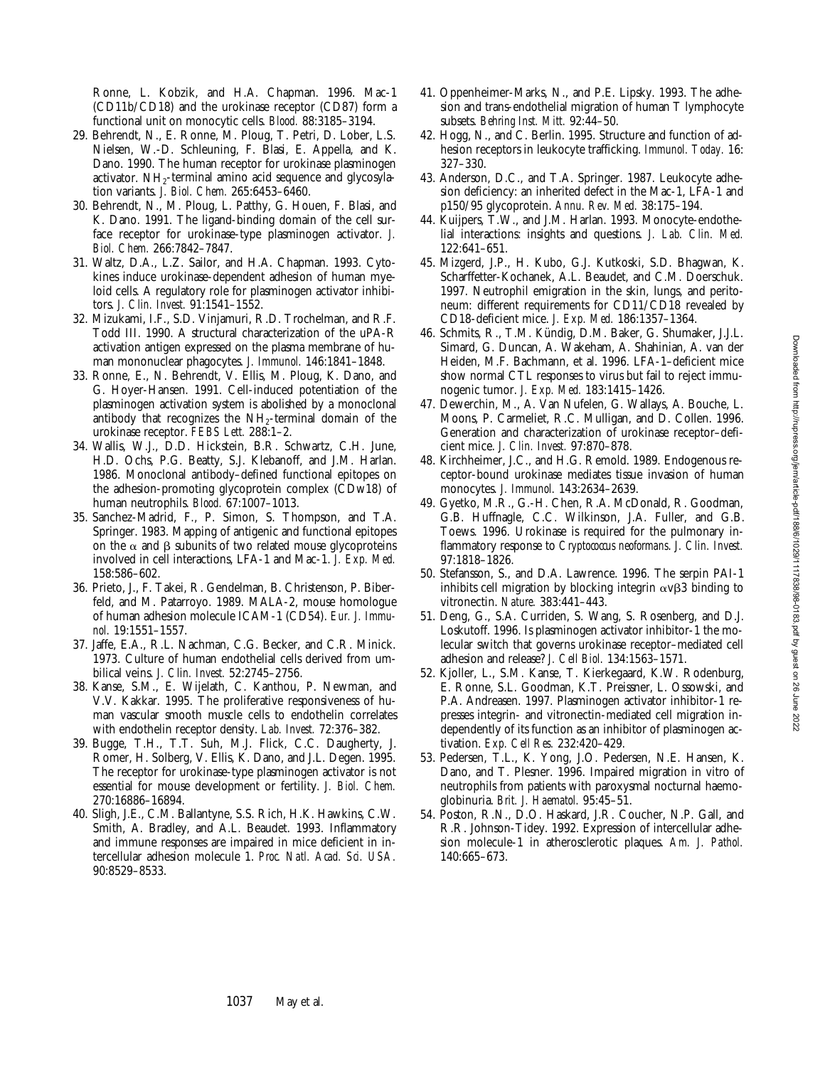Ronne, L. Kobzik, and H.A. Chapman. 1996. Mac-1 (CD11b/CD18) and the urokinase receptor (CD87) form a functional unit on monocytic cells. *Blood.* 88:3185–3194.

29. Behrendt, N., E. Ronne, M. Ploug, T. Petri, D. Lober, L.S. Nielsen, W.-D. Schleuning, F. Blasi, E. Appella, and K. Dano. 1990. The human receptor for urokinase plasminogen activator. $NH_2$-terminal amino acid sequence and glycosylation variants. *J. Biol. Chem.* 265:6453–6460.
30. Behrendt, N., M. Ploug, L. Patthy, G. Houen, F. Blasi, and K. Dano. 1991. The ligand-binding domain of the cell surface receptor for urokinase-type plasminogen activator. *J. Biol. Chem.* 266:7842–7847.
31. Waltz, D.A., L.Z. Sailor, and H.A. Chapman. 1993. Cytokines induce urokinase-dependent adhesion of human myeloid cells. A regulatory role for plasminogen activator inhibitors. *J. Clin. Invest.* 91:1541–1552.
32. Mizukami, I.F., S.D. Vinjamuri, R.D. Trochelman, and R.F. Todd III. 1990. A structural characterization of the uPA-R activation antigen expressed on the plasma membrane of human mononuclear phagocytes. *J. Immunol.* 146:1841–1848.
33. Ronne, E., N. Behrendt, V. Ellis, M. Ploug, K. Dano, and G. Hoyer-Hansen. 1991. Cell-induced potentiation of the plasminogen activation system is abolished by a monoclonal antibody that recognizes the $NH_2$-terminal domain of the urokinase receptor. *FEBS Lett.* 288:1–2.
34. Wallis, W.J., D.D. Hickstein, B.R. Schwartz, C.H. June, H.D. Ochs, P.G. Beatty, S.J. Klebanoff, and J.M. Harlan. 1986. Monoclonal antibody–defined functional epitopes on the adhesion-promoting glycoprotein complex (CDw18) of human neutrophils. *Blood.* 67:1007–1013.
35. Sanchez-Madrid, F., P. Simon, S. Thompson, and T.A. Springer. 1983. Mapping of antigenic and functional epitopes on the $\alpha$ and $\beta$ subunits of two related mouse glycoproteins involved in cell interactions, LFA-1 and Mac-1. *J. Exp. Med.* 158:586–602.
36. Prieto, J., F. Takei, R. Gendelman, B. Christenson, P. Biberfeld, and M. Patarroyo. 1989. MALA-2, mouse homologue of human adhesion molecule ICAM-1 (CD54). *Eur. J. Immunol.* 19:1551–1557.
37. Jaffe, E.A., R.L. Nachman, C.G. Becker, and C.R. Minick. 1973. Culture of human endothelial cells derived from umbilical veins. *J. Clin. Invest.* 52:2745–2756.
38. Kanse, S.M., E. Wijelath, C. Kanthou, P. Newman, and V.V. Kakkar. 1995. The proliferative responsiveness of human vascular smooth muscle cells to endothelin correlates with endothelin receptor density. *Lab. Invest.* 72:376–382.
39. Bugge, T.H., T.T. Suh, M.J. Flick, C.C. Daugherty, J. Romer, H. Solberg, V. Ellis, K. Dano, and J.L. Degen. 1995. The receptor for urokinase-type plasminogen activator is not essential for mouse development or fertility. *J. Biol. Chem.* 270:16886–16894.
40. Sligh, J.E., C.M. Ballantyne, S.S. Rich, H.K. Hawkins, C.W. Smith, A. Bradley, and A.L. Beaudet. 1993. Inflammatory and immune responses are impaired in mice deficient in intercellular adhesion molecule 1. *Proc. Natl. Acad. Sci. USA.* 90:8529–8533.
41. Oppenheimer-Marks, N., and P.E. Lipsky. 1993. The adhesion and trans-endothelial migration of human T lymphocyte subsets. *Behring Inst. Mitt.* 92:44–50.
42. Hogg, N., and C. Berlin. 1995. Structure and function of adhesion receptors in leukocyte trafficking. *Immunol. Today.* 16: 327–330.
43. Anderson, D.C., and T.A. Springer. 1987. Leukocyte adhesion deficiency: an inherited defect in the Mac-1, LFA-1 and p150/95 glycoprotein. *Annu. Rev. Med.* 38:175–194.
44. Kuijpers, T.W., and J.M. Harlan. 1993. Monocyte-endothelial interactions: insights and questions. *J. Lab. Clin. Med.* 122:641–651.
45. Mizgerd, J.P., H. Kubo, G.J. Kutkoski, S.D. Bhagwan, K. Scharffetter-Kochanek, A.L. Beaudet, and C.M. Doerschuk. 1997. Neutrophil emigration in the skin, lungs, and peritoneum: different requirements for CD11/CD18 revealed by CD18-deficient mice. *J. Exp. Med.* 186:1357–1364.
46. Schmits, R., T.M. Kündig, D.M. Baker, G. Shumaker, J.J.L. Simard, G. Duncan, A. Wakeham, A. Shahinian, A. van der Heiden, M.F. Bachmann, et al. 1996. LFA-1–deficient mice show normal CTL responses to virus but fail to reject immunogenic tumor. *J. Exp. Med.* 183:1415–1426.
47. Dewerchin, M., A. Van Nufelen, G. Wallays, A. Bouche, L. Moons, P. Carmeliet, R.C. Mulligan, and D. Collen. 1996. Generation and characterization of urokinase receptor–deficient mice. *J. Clin. Invest.* 97:870–878.
48. Kirchheimer, J.C., and H.G. Remold. 1989. Endogenous receptor-bound urokinase mediates tissue invasion of human monocytes. *J. Immunol.* 143:2634–2639.
49. Gyetko, M.R., G.-H. Chen, R.A. McDonald, R. Goodman, G.B. Huffnagle, C.C. Wilkinson, J.A. Fuller, and G.B. Toews. 1996. Urokinase is required for the pulmonary inflammatory response to *Cryptococcus neoformans*. *J. Clin. Invest.* 97:1818–1826.
50. Stefansson, S., and D.A. Lawrence. 1996. The serpin PAI-1 inhibits cell migration by blocking integrin $\alpha v\beta 3$ binding to vitronectin. *Nature.* 383:441–443.
51. Deng, G., S.A. Curriden, S. Wang, S. Rosenberg, and D.J. Loskutoff. 1996. Is plasminogen activator inhibitor-1 the molecular switch that governs urokinase receptor–mediated cell adhesion and release? *J. Cell Biol.* 134:1563–1571.
52. Kjoller, L., S.M. Kanse, T. Kierkegaard, K.W. Rodenburg, E. Ronne, S.L. Goodman, K.T. Preissner, L. Ossowski, and P.A. Andreasen. 1997. Plasminogen activator inhibitor-1 represses integrin- and vitronectin-mediated cell migration independently of its function as an inhibitor of plasminogen activation. *Exp. Cell Res.* 232:420–429.
53. Pedersen, T.L., K. Yong, J.O. Pedersen, N.E. Hansen, K. Dano, and T. Plesner. 1996. Impaired migration in vitro of neutrophils from patients with paroxysmal nocturnal haemoglobinuria. *Brit. J. Haematol.* 95:45–51.
54. Poston, R.N., D.O. Haskard, J.R. Coucher, N.P. Gall, and R.R. Johnson-Tidey. 1992. Expression of intercellular adhesion molecule-1 in atherosclerotic plaques. *Am. J. Pathol.* 140:665–673.